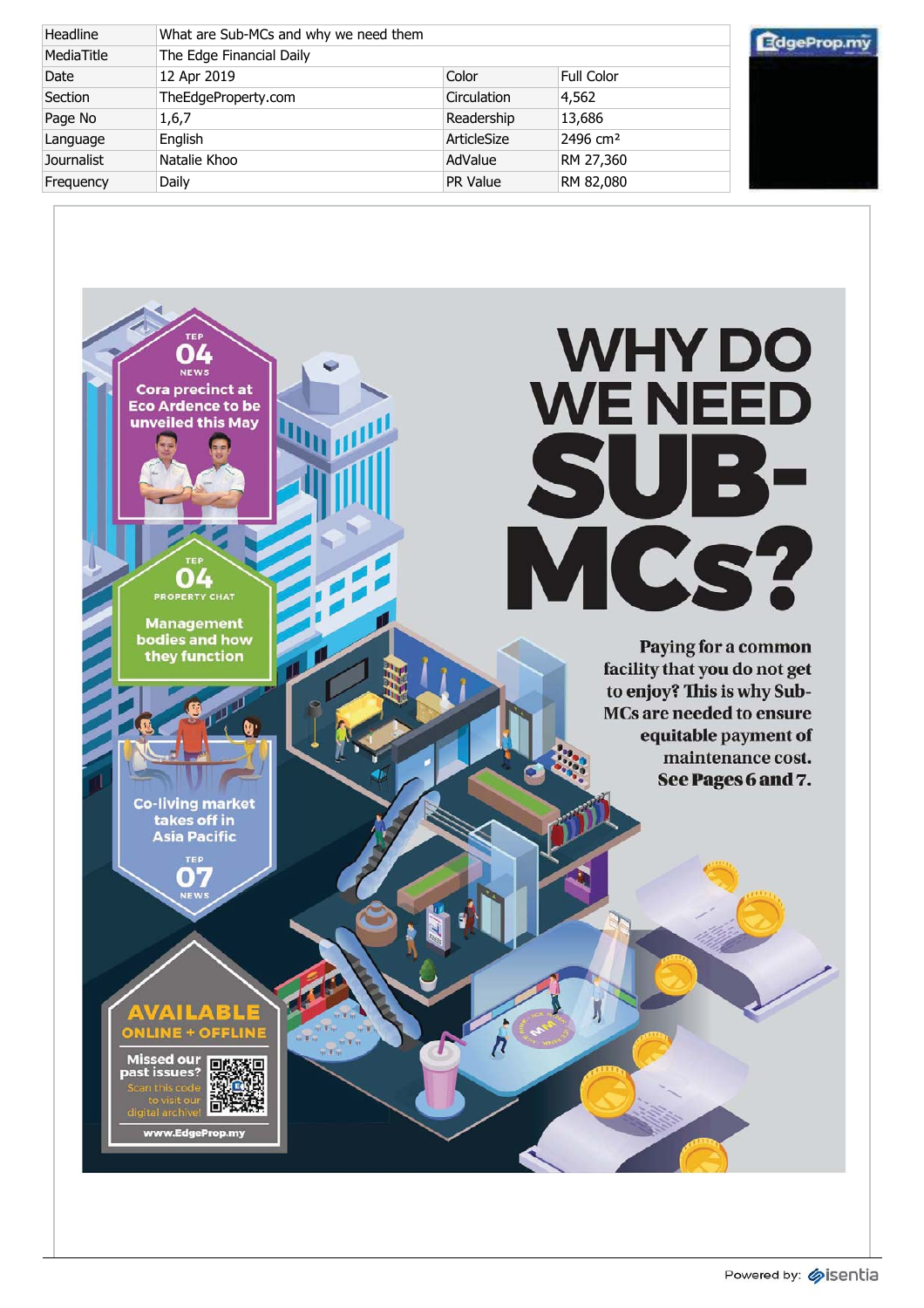| Headline | What are Sub-MCs and why we need them | | |
|---|---|---|---|
| MediaTitle | The Edge Financial Daily | | |
| Date | 12 Apr 2019 | Color | Full Color |
| Section | TheEdgeProperty.com | Circulation | 4,562 |
| Page No | 1,6,7 | Readership | 13,686 |
| Language | English | ArticleSize | 2496 cm² |
| Journalist | Natalie Khoo | AdValue | RM 27,360 |
| Frequency | Daily | PR Value | RM 82,080 |

# WHY DO WE NEED SUB-MCs?

**Paying for a common facility that you do not get to enjoy? This is why Sub-MCs are needed to ensure equitable payment of maintenance cost. See Pages 6 and 7.**

TEP 04 NEWS
Cora precinct at Eco Ardence to be unveiled this May

TEP 04 PROPERTY CHAT
Management bodies and how they function

Co-living market takes off in Asia Pacific
TEP 07 NEWS

AVAILABLE ONLINE + OFFLINE
Missed our past issues? Scan this code to visit our digital archive!
www.EdgeProp.my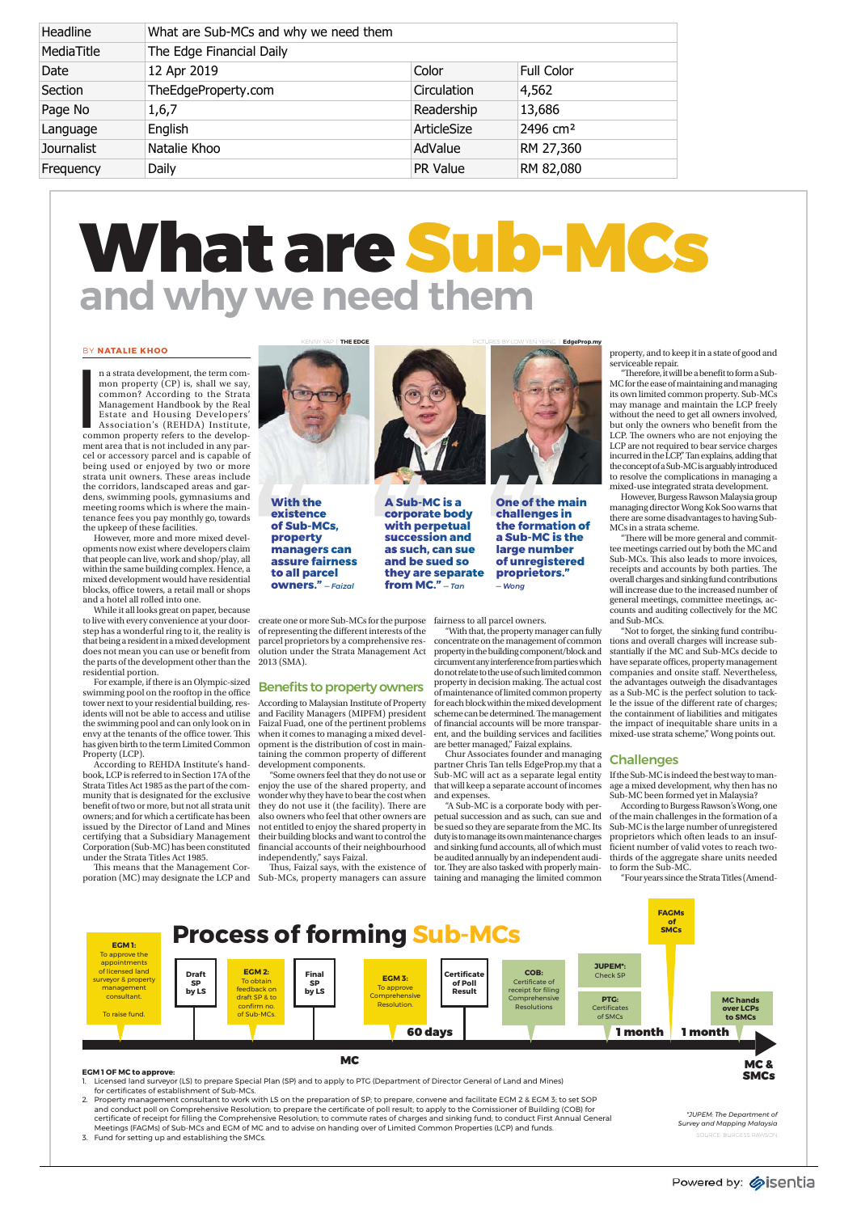| Headline | What are Sub-MCs and why we need them | | |
|---|---|---|---|
| MediaTitle | The Edge Financial Daily | | |
| Date | 12 Apr 2019 | Color | Full Color |
| Section | TheEdgeProperty.com | Circulation | 4,562 |
| Page No | 1,6,7 | Readership | 13,686 |
| Language | English | ArticleSize | 2496 cm² |
| Journalist | Natalie Khoo | AdValue | RM 27,360 |
| Frequency | Daily | PR Value | RM 82,080 |

# What are Sub-MCs
## and why we need them

BY **NATALIE KHOO**

In a strata development, the term common property (CP) is, shall we say, common? According to the Strata Management Handbook by the Real Estate and Housing Developers' Association's (REHDA) Institute, common property refers to the development area that is not included in any parcel or accessory parcel and is capable of being used or enjoyed by two or more strata unit owners. These areas include the corridors, landscaped areas and gardens, swimming pools, gymnasiums and meeting rooms which is where the maintenance fees you pay monthly go, towards the upkeep of these facilities.

However, more and more mixed developments now exist where developers claim that people can live, work and shop/play, all within the same building complex. Hence, a mixed development would have residential blocks, office towers, a retail mall or shops and a hotel all rolled into one.

While it all looks great on paper, because to live with every convenience at your doorstep has a wonderful ring to it, the reality is that being a resident in a mixed development does not mean you can use or benefit from the parts of the development other than the residential portion.

For example, if there is an Olympic-sized swimming pool on the rooftop in the office tower next to your residential building, residents will not be able to access and utilise the swimming pool and can only look on in envy at the tenants of the office tower. This has given birth to the term Limited Common Property (LCP).

According to REHDA Institute's handbook, LCP is referred to in Section 17A of the Strata Titles Act 1985 as the part of the community that is designated for the exclusive benefit of two or more, but not all strata unit owners; and for which a certificate has been issued by the Director of Land and Mines certifying that a Subsidiary Management Corporation (Sub-MC) has been constituted under the Strata Titles Act 1985.

This means that the Management Corporation (MC) may designate the LCP and create one or more Sub-MCs for the purpose of representing the different interests of the parcel proprietors by a comprehensive resolution under the Strata Management Act 2013 (SMA).

KENNY YAP | THE EDGE

PICTURES BY LOW YEN YEING | EdgeProp.my

**"With the existence of Sub-MCs, property managers can assure fairness to all parcel owners."** — *Faizal*

**"A Sub-MC is a corporate body with perpetual succession and as such, can sue and be sued so they are separate from MC."** — *Tan*

**"One of the main challenges in the formation of a Sub-MC is the large number of unregistered proprietors."** — *Wong*

### Benefits to property owners

According to Malaysian Institute of Property and Facility Managers (MIPFM) president Faizal Fuad, one of the pertinent problems when it comes to managing a mixed development is the distribution of cost in maintaining the common property of different development components.

"Some owners feel that they do not use or enjoy the use of the shared property, and wonder why they have to bear the cost when they do not use it (the facility). There are also owners who feel that other owners are not entitled to enjoy the shared property in their building blocks and want to control the financial accounts of their neighbourhood independently," says Faizal.

Thus, Faizal says, with the existence of Sub-MCs, property managers can assure fairness to all parcel owners.

"With that, the property manager can fully concentrate on the management of common property in the building component/block and circumvent any interference from parties which do not relate to the use of such limited common property in decision making. The actual cost of maintenance of limited common property for each block within the mixed development scheme can be determined. The management of financial accounts will be more transparent, and the building services and facilities are better managed," Faizal explains.

Chur Associates founder and managing partner Chris Tan tells EdgeProp.my that a Sub-MC will act as a separate legal entity that will keep a separate account of incomes and expenses.

"A Sub-MC is a corporate body with perpetual succession and as such, can sue and be sued so they are separate from the MC. Its duty is to manage its own maintenance charges and sinking fund accounts, all of which must be audited annually by an independent auditor. They are also tasked with properly maintaining and managing the limited common property, and to keep it in a state of good and serviceable repair.

"Therefore, it will be a benefit to form a Sub-MC for the ease of maintaining and managing its own limited common property. Sub-MCs may manage and maintain the LCP freely without the need to get all owners involved, but only the owners who benefit from the LCP. The owners who are not enjoying the LCP are not required to bear service charges incurred in the LCP," Tan explains, adding that the concept of a Sub-MC is arguably introduced to resolve the complications in managing a mixed-use integrated strata development.

However, Burgess Rawson Malaysia group managing director Wong Kok Soo warns that there are some disadvantages to having Sub-MCs in a strata scheme.

"There will be more general and committee meetings carried out by both the MC and Sub-MCs. This also leads to more invoices, receipts and accounts by both parties. The overall charges and sinking fund contributions will increase due to the increased number of general meetings, committee meetings, accounts and auditing collectively for the MC and Sub-MCs.

"Not to forget, the sinking fund contributions and overall charges will increase substantially if the MC and Sub-MCs decide to have separate offices, property management companies and onsite staff. Nevertheless, the advantages outweigh the disadvantages as a Sub-MC is the perfect solution to tackle the issue of the different rate of charges; the containment of liabilities and mitigates the impact of inequitable share units in a mixed-use strata scheme," Wong points out.

### Challenges

If the Sub-MC is indeed the best way to manage a mixed development, why then has no Sub-MC been formed yet in Malaysia?

According to Burgess Rawson's Wong, one of the main challenges in the formation of a Sub-MC is the large number of unregistered proprietors which often leads to an insufficient number of valid votes to reach two-thirds of the aggregate share units needed to form the Sub-MC.

"Four years since the Strata Titles (Amend-

## Process of forming Sub-MCs

1. **EGM 1:** To approve the appointments of licensed land surveyor & property management consultant. To raise fund.
2. **Draft SP by LS**
3. **EGM 2:** To obtain feedback on draft SP & to confirm no. of Sub-MCs.
4. **Final SP by LS**
5. **EGM 3:** To approve Comprehensive Resolution.
6. **Certificate of Poll Result** — 60 days
7. **COB:** Certificate of receipt for filing Comprehensive Resolutions
8. **JUPEM\*:** Check SP / **PTG:** Certificates of SMCs — 1 month
9. **FAGMs of SMCs** / **MC hands over LCPs to SMCs** — 1 month

MC → MC & SMCs

**EGM 1 OF MC to approve:**
1. Licensed land surveyor (LS) to prepare Special Plan (SP) and to apply to PTG (Department of Director General of Land and Mines) for certificates of establishment of Sub-MCs.
2. Property management consultant to work with LS on the preparation of SP; to prepare, convene and facilitate EGM 2 & EGM 3; to set SOP and conduct poll on Comprehensive Resolution; to prepare the certificate of poll result; to apply to the Comissioner of Building (COB) for certificate of receipt for filling the Comprehensive Resolution; to commute rates of charges and sinking fund; to conduct First Annual General Meetings (FAGMs) of Sub-MCs and EGM of MC and to advise on handing over of Limited Common Properties (LCP) and funds.
3. Fund for setting up and establishing the SMCs.

*\*JUPEM: The Department of Survey and Mapping Malaysia*

SOURCE: BURGESS RAWSON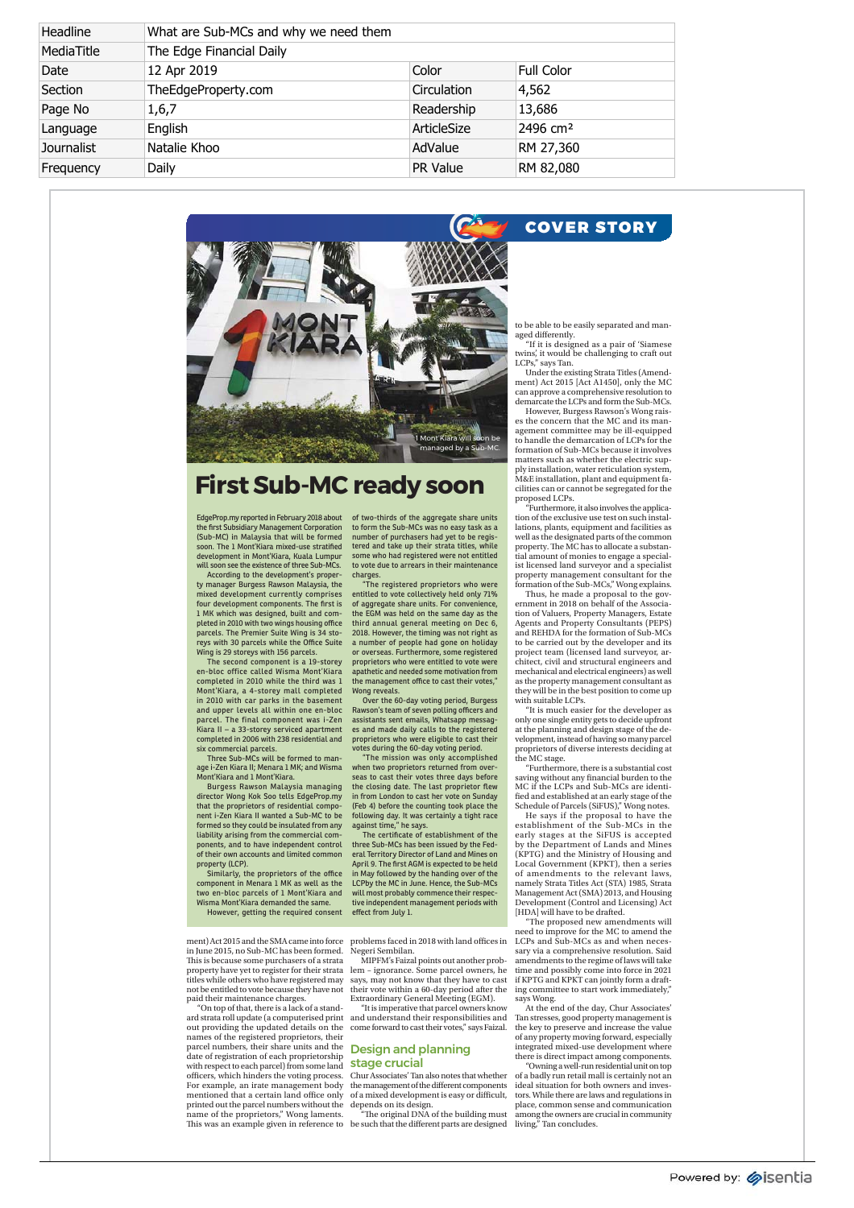| Headline | What are Sub-MCs and why we need them | | |
|---|---|---|---|
| MediaTitle | The Edge Financial Daily | | |
| Date | 12 Apr 2019 | Color | Full Color |
| Section | TheEdgeProperty.com | Circulation | 4,562 |
| Page No | 1,6,7 | Readership | 13,686 |
| Language | English | ArticleSize | 2496 cm² |
| Journalist | Natalie Khoo | AdValue | RM 27,360 |
| Frequency | Daily | PR Value | RM 82,080 |

COVER STORY

1 Mont Kiara will soon be managed by a Sub-MC.

# First Sub-MC ready soon

EdgeProp.my reported in February 2018 about the first Subsidiary Management Corporation (Sub-MC) in Malaysia that will be formed soon. The 1 Mont'Kiara mixed-use stratified development in Mont'Kiara, Kuala Lumpur will soon see the existence of three Sub-MCs.

According to the development's property manager Burgess Rawson Malaysia, the mixed development currently comprises four development components. The first is 1 MK which was designed, built and completed in 2010 with two wings housing office parcels. The Premier Suite Wing is 34 storeys with 30 parcels while the Office Suite Wing is 29 storeys with 156 parcels.

The second component is a 19-storey en-bloc office called Wisma Mont'Kiara completed in 2010 while the third was 1 Mont'Kiara, a 4-storey mall completed in 2010 with car parks in the basement and upper levels all within one en-bloc parcel. The final component was i-Zen Kiara II – a 33-storey serviced apartment completed in 2006 with 238 residential and six commercial parcels.

Three Sub-MCs will be formed to manage i-Zen Kiara II; Menara 1 MK; and Wisma Mont'Kiara and 1 Mont'Kiara.

Burgess Rawson Malaysia managing director Wong Kok Soo tells EdgeProp.my that the proprietors of residential component i-Zen Kiara II wanted a Sub-MC to be formed so they could be insulated from any liability arising from the commercial components, and to have independent control of their own accounts and limited common property (LCP).

Similarly, the proprietors of the office component in Menara 1 MK as well as the two en-bloc parcels of 1 Mont'Kiara and Wisma Mont'Kiara demanded the same.

However, getting the required consent of two-thirds of the aggregate share units to form the Sub-MCs was no easy task as a number of purchasers had yet to be registered and take up their strata titles, while some who had registered were not entitled to vote due to arrears in their maintenance charges.

"The registered proprietors who were entitled to vote collectively held only 71% of aggregate share units. For convenience, the EGM was held on the same day as the third annual general meeting on Dec 6, 2018. However, the timing was not right as a number of people had gone on holiday or overseas. Furthermore, some registered proprietors who were entitled to vote were apathetic and needed some motivation from the management office to cast their votes," Wong reveals.

Over the 60-day voting period, Burgess Rawson's team of seven polling officers and assistants sent emails, Whatsapp messages and made daily calls to the registered proprietors who were eligible to cast their votes during the 60-day voting period.

"The mission was only accomplished when two proprietors returned from overseas to cast their votes three days before the closing date. The last proprietor flew in from London to cast her vote on Sunday (Feb 4) before the counting took place the following day. It was certainly a tight race against time," he says.

The certificate of establishment of the three Sub-MCs has been issued by the Federal Territory Director of Land and Mines on April 9. The first AGM is expected to be held in May followed by the handing over of the LCPby the MC in June. Hence, the Sub-MCs will most probably commence their respective independent management periods with effect from July 1.

ment) Act 2015 and the SMA came into force in June 2015, no Sub-MC has been formed. This is because some purchasers of a strata property have yet to register for their strata titles while others who have registered may not be entitled to vote because they have not paid their maintenance charges.

"On top of that, there is a lack of a standard strata roll update (a computerised print out providing the updated details on the names of the registered proprietors, their parcel numbers, their share units and the date of registration of each proprietorship with respect to each parcel) from some land officers, which hinders the voting process. For example, an irate management body mentioned that a certain land office only printed out the parcel numbers without the name of the proprietors," Wong laments. This was an example given in reference to problems faced in 2018 with land offices in Negeri Sembilan.

MIPFM's Faizal points out another problem – ignorance. Some parcel owners, he says, may not know that they have to cast their vote within a 60-day period after the Extraordinary General Meeting (EGM).

"It is imperative that parcel owners know and understand their responsibilities and come forward to cast their votes," says Faizal.

## Design and planning stage crucial

Chur Associates' Tan also notes that whether the management of the different components of a mixed development is easy or difficult, depends on its design.

"The original DNA of the building must be such that the different parts are designed to be able to be easily separated and managed differently.

"If it is designed as a pair of 'Siamese twins', it would be challenging to craft out LCPs," says Tan.

Under the existing Strata Titles (Amendment) Act 2015 [Act A1450], only the MC can approve a comprehensive resolution to demarcate the LCPs and form the Sub-MCs.

However, Burgess Rawson's Wong raises the concern that the MC and its management committee may be ill-equipped to handle the demarcation of LCPs for the formation of Sub-MCs because it involves matters such as whether the electric supply installation, water reticulation system, M&E installation, plant and equipment facilities can or cannot be segregated for the proposed LCPs.

"Furthermore, it also involves the application of the exclusive use test on such installations, plants, equipment and facilities as well as the designated parts of the common property. The MC has to allocate a substantial amount of monies to engage a specialist licensed land surveyor and a specialist property management consultant for the formation of the Sub-MCs," Wong explains.

Thus, he made a proposal to the government in 2018 on behalf of the Association of Valuers, Property Managers, Estate Agents and Property Consultants (PEPS) and REHDA for the formation of Sub-MCs to be carried out by the developer and its project team (licensed land surveyor, architect, civil and structural engineers and mechanical and electrical engineers) as well as the property management consultant as they will be in the best position to come up with suitable LCPs.

"It is much easier for the developer as only one single entity gets to decide upfront at the planning and design stage of the development, instead of having so many parcel proprietors of diverse interests deciding at the MC stage.

"Furthermore, there is a substantial cost saving without any financial burden to the MC if the LCPs and Sub-MCs are identified and established at an early stage of the Schedule of Parcels (SiFUS)," Wong notes.

He says if the proposal to have the establishment of the Sub-MCs in the early stages at the SiFUS is accepted by the Department of Lands and Mines (KPTG) and the Ministry of Housing and Local Government (KPKT), then a series of amendments to the relevant laws, namely Strata Titles Act (STA) 1985, Strata Management Act (SMA) 2013, and Housing Development (Control and Licensing) Act [HDA] will have to be drafted.

"The proposed new amendments will need to improve for the MC to amend the LCPs and Sub-MCs as and when necessary via a comprehensive resolution. Said amendments to the regime of laws will take time and possibly come into force in 2021 if KPTG and KPKT can jointly form a drafting committee to start work immediately," says Wong.

At the end of the day, Chur Associates' Tan stresses, good property management is the key to preserve and increase the value of any property moving forward, especially integrated mixed-use development where there is direct impact among components.

"Owning a well-run residential unit on top of a badly run retail mall is certainly not an ideal situation for both owners and investors. While there are laws and regulations in place, common sense and communication among the owners are crucial in community living," Tan concludes.